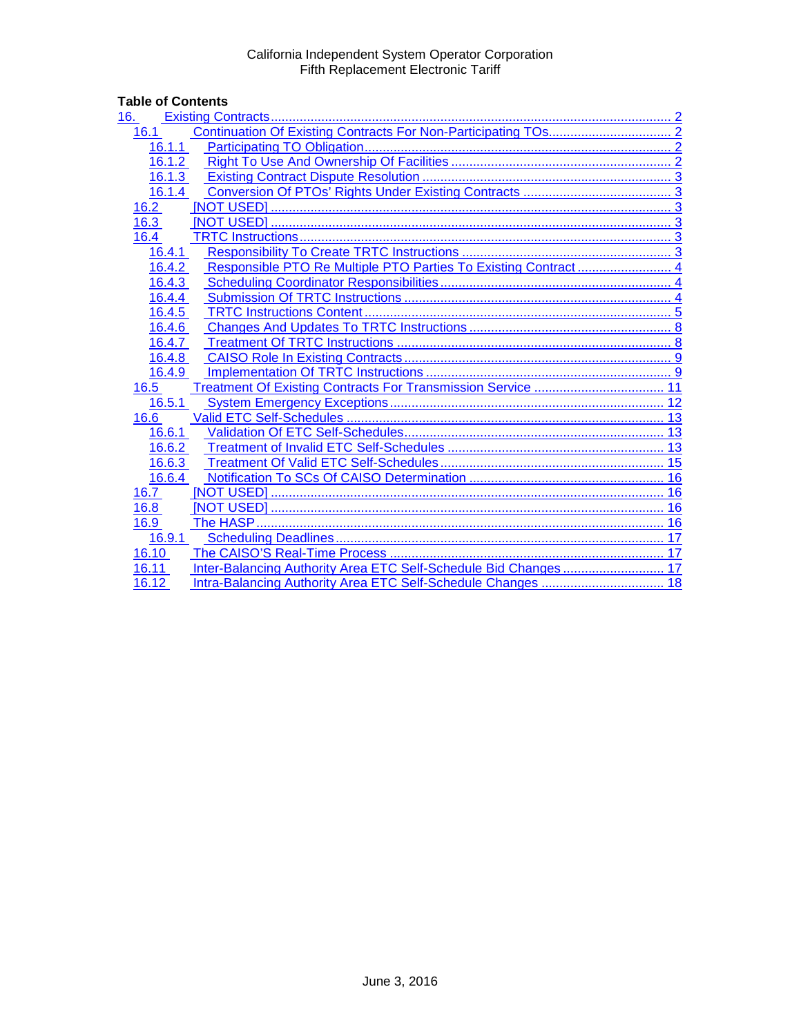California Independent System Operator Corporation
Fifth Replacement Electronic Tariff

**Table of Contents**

- 16. Existing Contracts ..... 2
  - 16.1 Continuation Of Existing Contracts For Non-Participating TOs ..... 2
    - 16.1.1 Participating TO Obligation ..... 2
    - 16.1.2 Right To Use And Ownership Of Facilities ..... 2
    - 16.1.3 Existing Contract Dispute Resolution ..... 3
    - 16.1.4 Conversion Of PTOs' Rights Under Existing Contracts ..... 3
  - 16.2 [NOT USED] ..... 3
  - 16.3 [NOT USED] ..... 3
  - 16.4 TRTC Instructions ..... 3
    - 16.4.1 Responsibility To Create TRTC Instructions ..... 3
    - 16.4.2 Responsible PTO Re Multiple PTO Parties To Existing Contract ..... 4
    - 16.4.3 Scheduling Coordinator Responsibilities ..... 4
    - 16.4.4 Submission Of TRTC Instructions ..... 4
    - 16.4.5 TRTC Instructions Content ..... 5
    - 16.4.6 Changes And Updates To TRTC Instructions ..... 8
    - 16.4.7 Treatment Of TRTC Instructions ..... 8
    - 16.4.8 CAISO Role In Existing Contracts ..... 9
    - 16.4.9 Implementation Of TRTC Instructions ..... 9
  - 16.5 Treatment Of Existing Contracts For Transmission Service ..... 11
    - 16.5.1 System Emergency Exceptions ..... 12
  - 16.6 Valid ETC Self-Schedules ..... 13
    - 16.6.1 Validation Of ETC Self-Schedules ..... 13
    - 16.6.2 Treatment of Invalid ETC Self-Schedules ..... 13
    - 16.6.3 Treatment Of Valid ETC Self-Schedules ..... 15
    - 16.6.4 Notification To SCs Of CAISO Determination ..... 16
  - 16.7 [NOT USED] ..... 16
  - 16.8 [NOT USED] ..... 16
  - 16.9 The HASP ..... 16
    - 16.9.1 Scheduling Deadlines ..... 17
  - 16.10 The CAISO'S Real-Time Process ..... 17
  - 16.11 Inter-Balancing Authority Area ETC Self-Schedule Bid Changes ..... 17
  - 16.12 Intra-Balancing Authority Area ETC Self-Schedule Changes ..... 18

June 3, 2016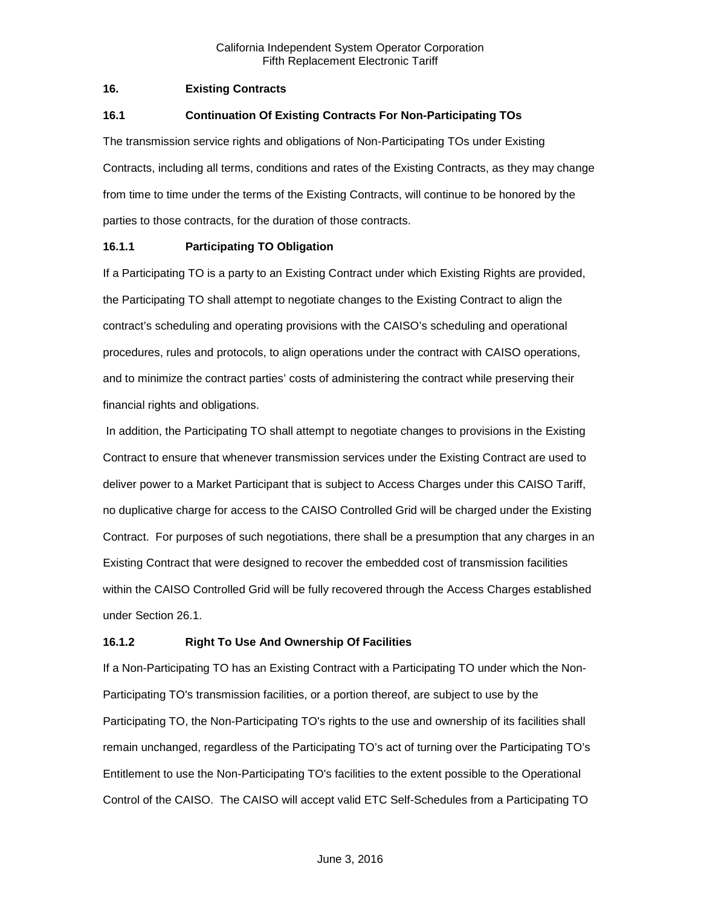## 16. Existing Contracts

### 16.1 Continuation Of Existing Contracts For Non-Participating TOs

The transmission service rights and obligations of Non-Participating TOs under Existing Contracts, including all terms, conditions and rates of the Existing Contracts, as they may change from time to time under the terms of the Existing Contracts, will continue to be honored by the parties to those contracts, for the duration of those contracts.

#### 16.1.1 Participating TO Obligation

If a Participating TO is a party to an Existing Contract under which Existing Rights are provided, the Participating TO shall attempt to negotiate changes to the Existing Contract to align the contract's scheduling and operating provisions with the CAISO's scheduling and operational procedures, rules and protocols, to align operations under the contract with CAISO operations, and to minimize the contract parties' costs of administering the contract while preserving their financial rights and obligations.

In addition, the Participating TO shall attempt to negotiate changes to provisions in the Existing Contract to ensure that whenever transmission services under the Existing Contract are used to deliver power to a Market Participant that is subject to Access Charges under this CAISO Tariff, no duplicative charge for access to the CAISO Controlled Grid will be charged under the Existing Contract. For purposes of such negotiations, there shall be a presumption that any charges in an Existing Contract that were designed to recover the embedded cost of transmission facilities within the CAISO Controlled Grid will be fully recovered through the Access Charges established under Section 26.1.

#### 16.1.2 Right To Use And Ownership Of Facilities

If a Non-Participating TO has an Existing Contract with a Participating TO under which the Non-Participating TO's transmission facilities, or a portion thereof, are subject to use by the Participating TO, the Non-Participating TO's rights to the use and ownership of its facilities shall remain unchanged, regardless of the Participating TO's act of turning over the Participating TO's Entitlement to use the Non-Participating TO's facilities to the extent possible to the Operational Control of the CAISO. The CAISO will accept valid ETC Self-Schedules from a Participating TO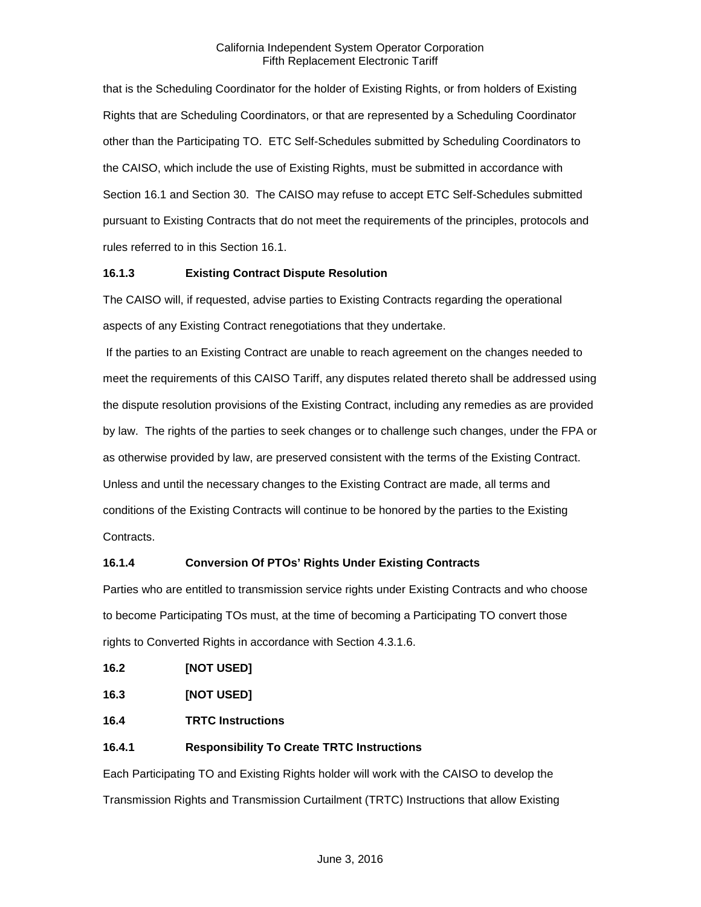that is the Scheduling Coordinator for the holder of Existing Rights, or from holders of Existing Rights that are Scheduling Coordinators, or that are represented by a Scheduling Coordinator other than the Participating TO. ETC Self-Schedules submitted by Scheduling Coordinators to the CAISO, which include the use of Existing Rights, must be submitted in accordance with Section 16.1 and Section 30. The CAISO may refuse to accept ETC Self-Schedules submitted pursuant to Existing Contracts that do not meet the requirements of the principles, protocols and rules referred to in this Section 16.1.

**16.1.3 Existing Contract Dispute Resolution**

The CAISO will, if requested, advise parties to Existing Contracts regarding the operational aspects of any Existing Contract renegotiations that they undertake.

If the parties to an Existing Contract are unable to reach agreement on the changes needed to meet the requirements of this CAISO Tariff, any disputes related thereto shall be addressed using the dispute resolution provisions of the Existing Contract, including any remedies as are provided by law. The rights of the parties to seek changes or to challenge such changes, under the FPA or as otherwise provided by law, are preserved consistent with the terms of the Existing Contract. Unless and until the necessary changes to the Existing Contract are made, all terms and conditions of the Existing Contracts will continue to be honored by the parties to the Existing Contracts.

**16.1.4 Conversion Of PTOs' Rights Under Existing Contracts**

Parties who are entitled to transmission service rights under Existing Contracts and who choose to become Participating TOs must, at the time of becoming a Participating TO convert those rights to Converted Rights in accordance with Section 4.3.1.6.

**16.2 [NOT USED]**

**16.3 [NOT USED]**

**16.4 TRTC Instructions**

**16.4.1 Responsibility To Create TRTC Instructions**

Each Participating TO and Existing Rights holder will work with the CAISO to develop the Transmission Rights and Transmission Curtailment (TRTC) Instructions that allow Existing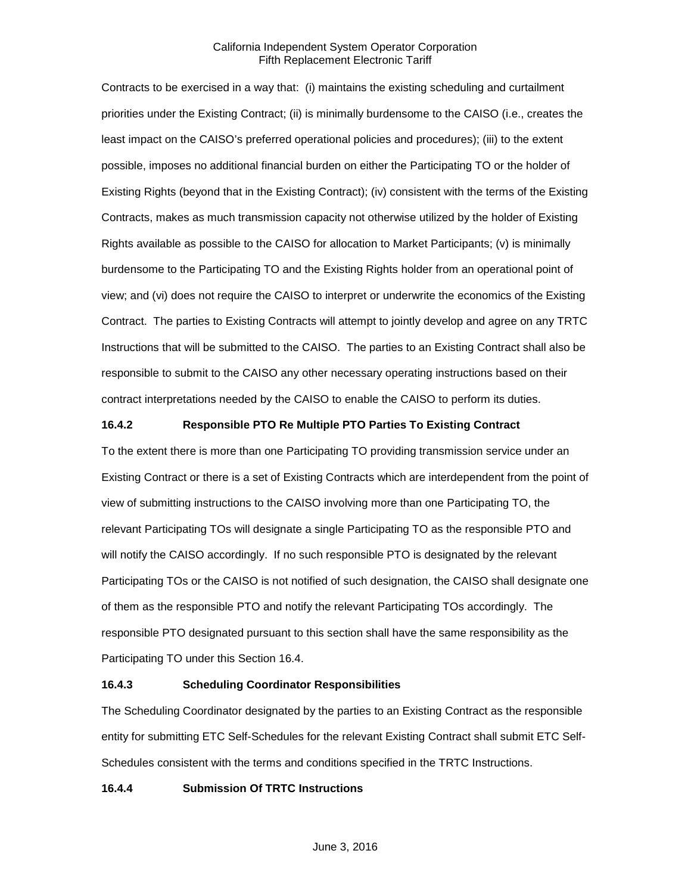Contracts to be exercised in a way that: (i) maintains the existing scheduling and curtailment priorities under the Existing Contract; (ii) is minimally burdensome to the CAISO (i.e., creates the least impact on the CAISO's preferred operational policies and procedures); (iii) to the extent possible, imposes no additional financial burden on either the Participating TO or the holder of Existing Rights (beyond that in the Existing Contract); (iv) consistent with the terms of the Existing Contracts, makes as much transmission capacity not otherwise utilized by the holder of Existing Rights available as possible to the CAISO for allocation to Market Participants; (v) is minimally burdensome to the Participating TO and the Existing Rights holder from an operational point of view; and (vi) does not require the CAISO to interpret or underwrite the economics of the Existing Contract. The parties to Existing Contracts will attempt to jointly develop and agree on any TRTC Instructions that will be submitted to the CAISO. The parties to an Existing Contract shall also be responsible to submit to the CAISO any other necessary operating instructions based on their contract interpretations needed by the CAISO to enable the CAISO to perform its duties.

### 16.4.2 Responsible PTO Re Multiple PTO Parties To Existing Contract

To the extent there is more than one Participating TO providing transmission service under an Existing Contract or there is a set of Existing Contracts which are interdependent from the point of view of submitting instructions to the CAISO involving more than one Participating TO, the relevant Participating TOs will designate a single Participating TO as the responsible PTO and will notify the CAISO accordingly. If no such responsible PTO is designated by the relevant Participating TOs or the CAISO is not notified of such designation, the CAISO shall designate one of them as the responsible PTO and notify the relevant Participating TOs accordingly. The responsible PTO designated pursuant to this section shall have the same responsibility as the Participating TO under this Section 16.4.

### 16.4.3 Scheduling Coordinator Responsibilities

The Scheduling Coordinator designated by the parties to an Existing Contract as the responsible entity for submitting ETC Self-Schedules for the relevant Existing Contract shall submit ETC Self-Schedules consistent with the terms and conditions specified in the TRTC Instructions.

### 16.4.4 Submission Of TRTC Instructions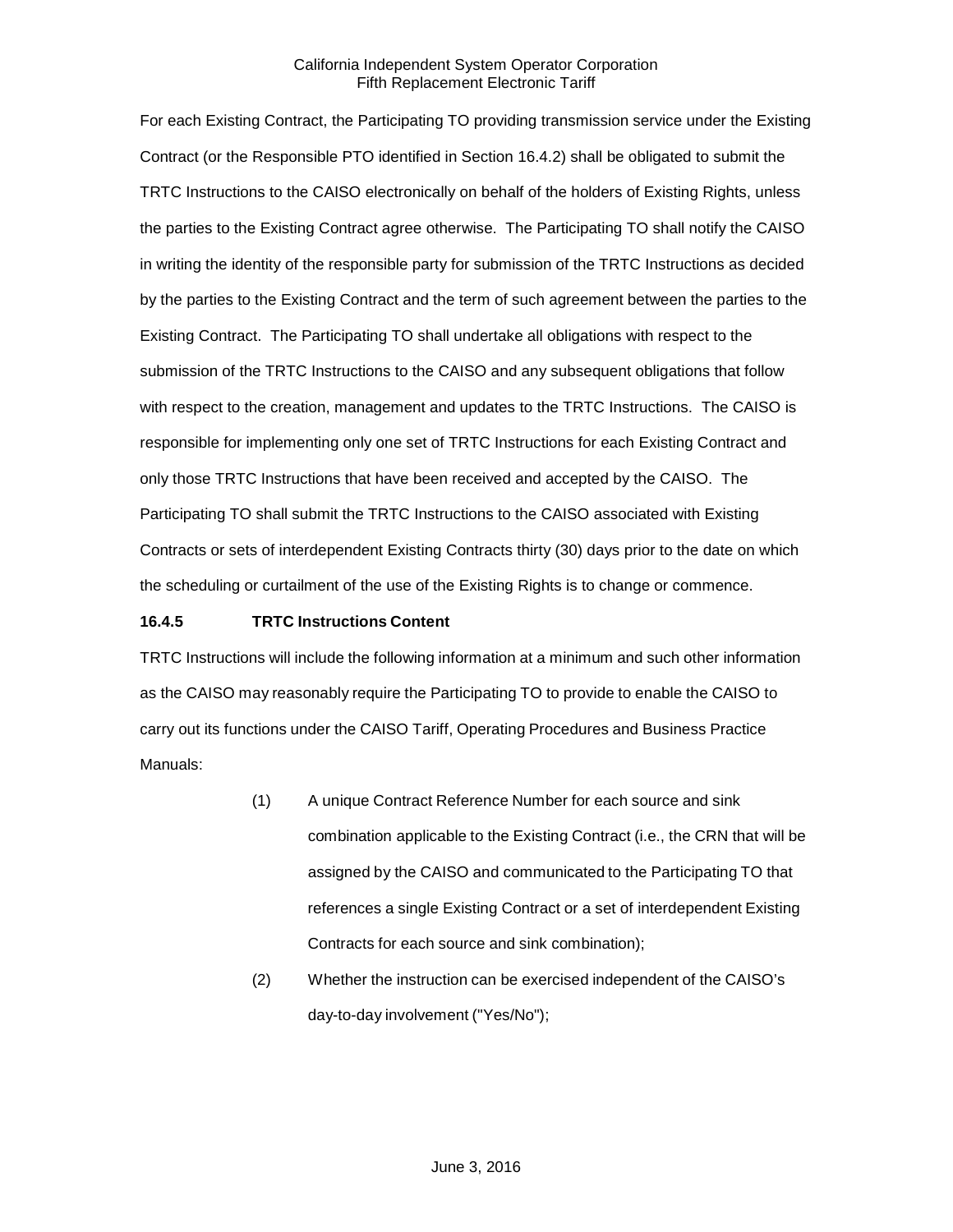For each Existing Contract, the Participating TO providing transmission service under the Existing Contract (or the Responsible PTO identified in Section 16.4.2) shall be obligated to submit the TRTC Instructions to the CAISO electronically on behalf of the holders of Existing Rights, unless the parties to the Existing Contract agree otherwise. The Participating TO shall notify the CAISO in writing the identity of the responsible party for submission of the TRTC Instructions as decided by the parties to the Existing Contract and the term of such agreement between the parties to the Existing Contract. The Participating TO shall undertake all obligations with respect to the submission of the TRTC Instructions to the CAISO and any subsequent obligations that follow with respect to the creation, management and updates to the TRTC Instructions. The CAISO is responsible for implementing only one set of TRTC Instructions for each Existing Contract and only those TRTC Instructions that have been received and accepted by the CAISO. The Participating TO shall submit the TRTC Instructions to the CAISO associated with Existing Contracts or sets of interdependent Existing Contracts thirty (30) days prior to the date on which the scheduling or curtailment of the use of the Existing Rights is to change or commence.

**16.4.5 TRTC Instructions Content**

TRTC Instructions will include the following information at a minimum and such other information as the CAISO may reasonably require the Participating TO to provide to enable the CAISO to carry out its functions under the CAISO Tariff, Operating Procedures and Business Practice Manuals:

(1) A unique Contract Reference Number for each source and sink combination applicable to the Existing Contract (i.e., the CRN that will be assigned by the CAISO and communicated to the Participating TO that references a single Existing Contract or a set of interdependent Existing Contracts for each source and sink combination);

(2) Whether the instruction can be exercised independent of the CAISO's day-to-day involvement ("Yes/No");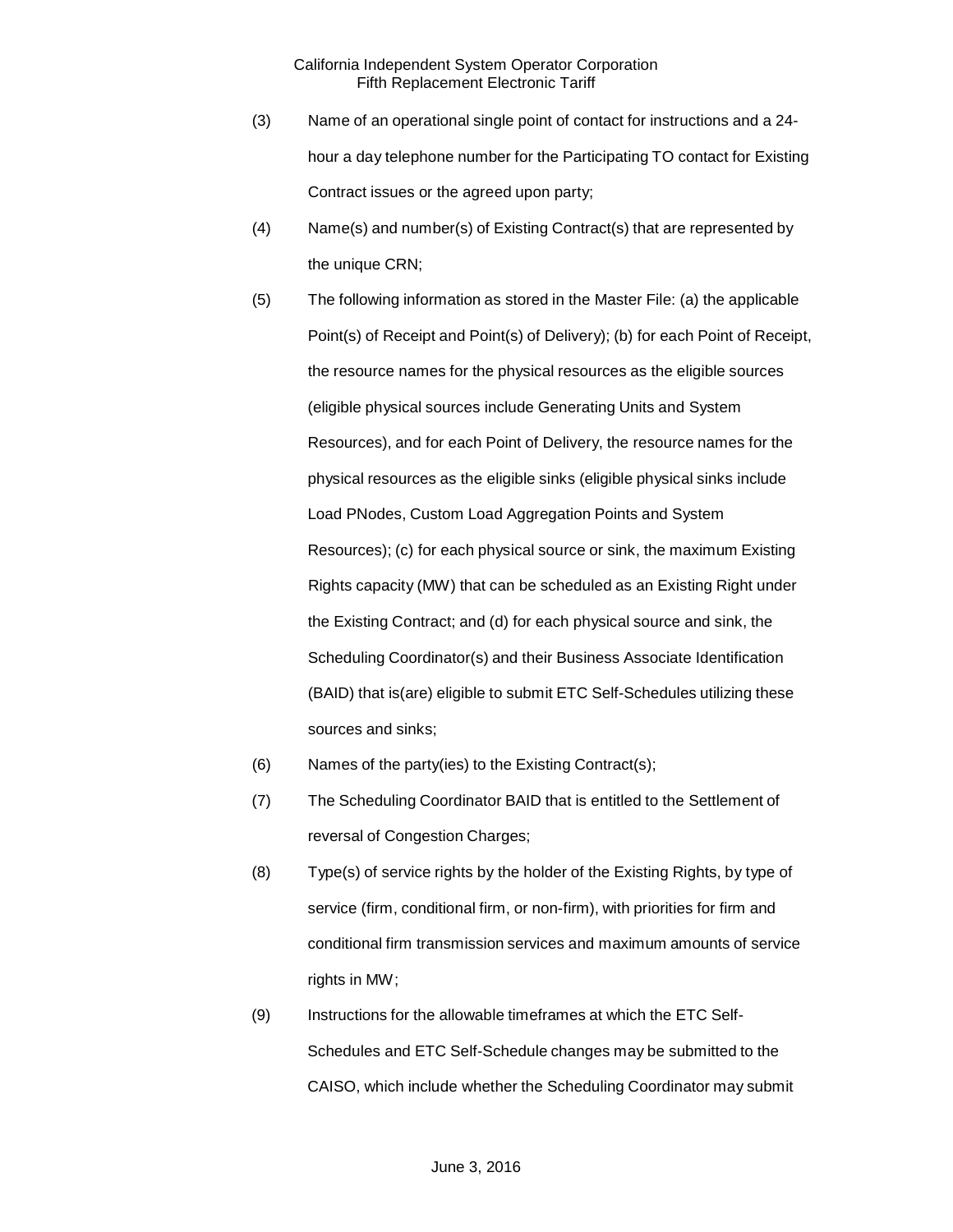(3) Name of an operational single point of contact for instructions and a 24-hour a day telephone number for the Participating TO contact for Existing Contract issues or the agreed upon party;

(4) Name(s) and number(s) of Existing Contract(s) that are represented by the unique CRN;

(5) The following information as stored in the Master File: (a) the applicable Point(s) of Receipt and Point(s) of Delivery); (b) for each Point of Receipt, the resource names for the physical resources as the eligible sources (eligible physical sources include Generating Units and System Resources), and for each Point of Delivery, the resource names for the physical resources as the eligible sinks (eligible physical sinks include Load PNodes, Custom Load Aggregation Points and System Resources); (c) for each physical source or sink, the maximum Existing Rights capacity (MW) that can be scheduled as an Existing Right under the Existing Contract; and (d) for each physical source and sink, the Scheduling Coordinator(s) and their Business Associate Identification (BAID) that is(are) eligible to submit ETC Self-Schedules utilizing these sources and sinks;

(6) Names of the party(ies) to the Existing Contract(s);

(7) The Scheduling Coordinator BAID that is entitled to the Settlement of reversal of Congestion Charges;

(8) Type(s) of service rights by the holder of the Existing Rights, by type of service (firm, conditional firm, or non-firm), with priorities for firm and conditional firm transmission services and maximum amounts of service rights in MW;

(9) Instructions for the allowable timeframes at which the ETC Self-Schedules and ETC Self-Schedule changes may be submitted to the CAISO, which include whether the Scheduling Coordinator may submit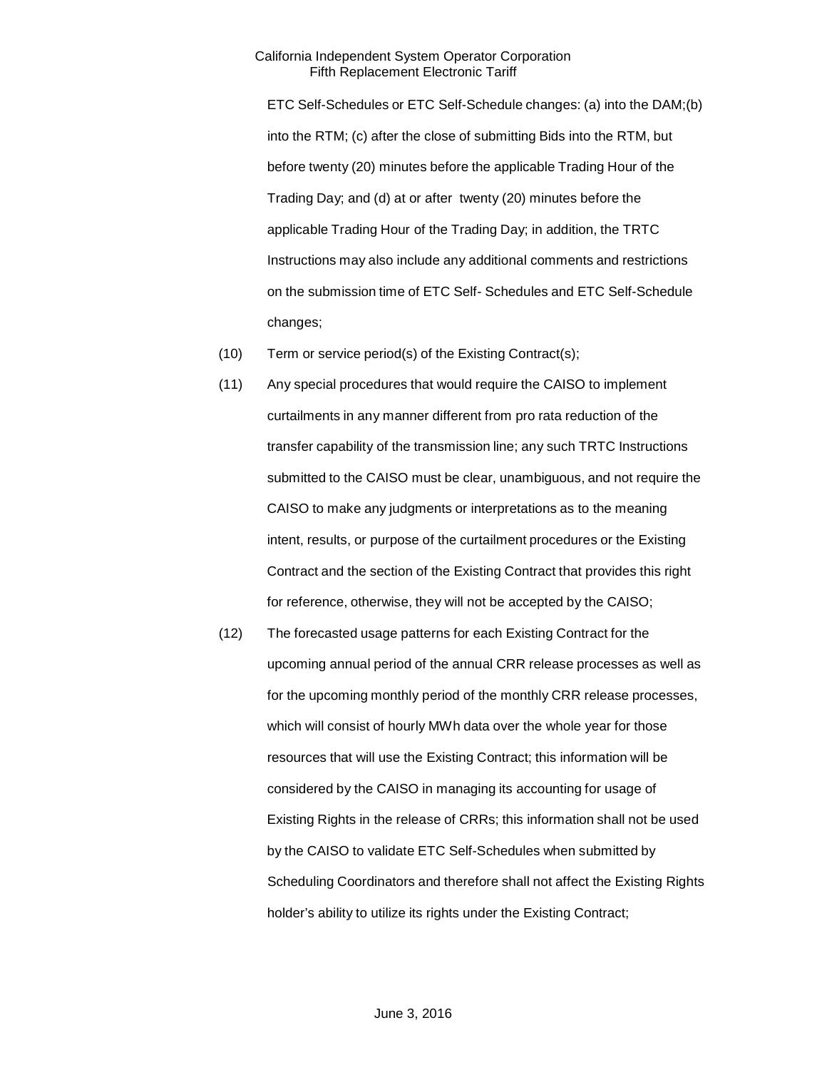ETC Self-Schedules or ETC Self-Schedule changes: (a) into the DAM;(b) into the RTM; (c) after the close of submitting Bids into the RTM, but before twenty (20) minutes before the applicable Trading Hour of the Trading Day; and (d) at or after twenty (20) minutes before the applicable Trading Hour of the Trading Day; in addition, the TRTC Instructions may also include any additional comments and restrictions on the submission time of ETC Self- Schedules and ETC Self-Schedule changes;

(10) Term or service period(s) of the Existing Contract(s);

(11) Any special procedures that would require the CAISO to implement curtailments in any manner different from pro rata reduction of the transfer capability of the transmission line; any such TRTC Instructions submitted to the CAISO must be clear, unambiguous, and not require the CAISO to make any judgments or interpretations as to the meaning intent, results, or purpose of the curtailment procedures or the Existing Contract and the section of the Existing Contract that provides this right for reference, otherwise, they will not be accepted by the CAISO;

(12) The forecasted usage patterns for each Existing Contract for the upcoming annual period of the annual CRR release processes as well as for the upcoming monthly period of the monthly CRR release processes, which will consist of hourly MWh data over the whole year for those resources that will use the Existing Contract; this information will be considered by the CAISO in managing its accounting for usage of Existing Rights in the release of CRRs; this information shall not be used by the CAISO to validate ETC Self-Schedules when submitted by Scheduling Coordinators and therefore shall not affect the Existing Rights holder's ability to utilize its rights under the Existing Contract;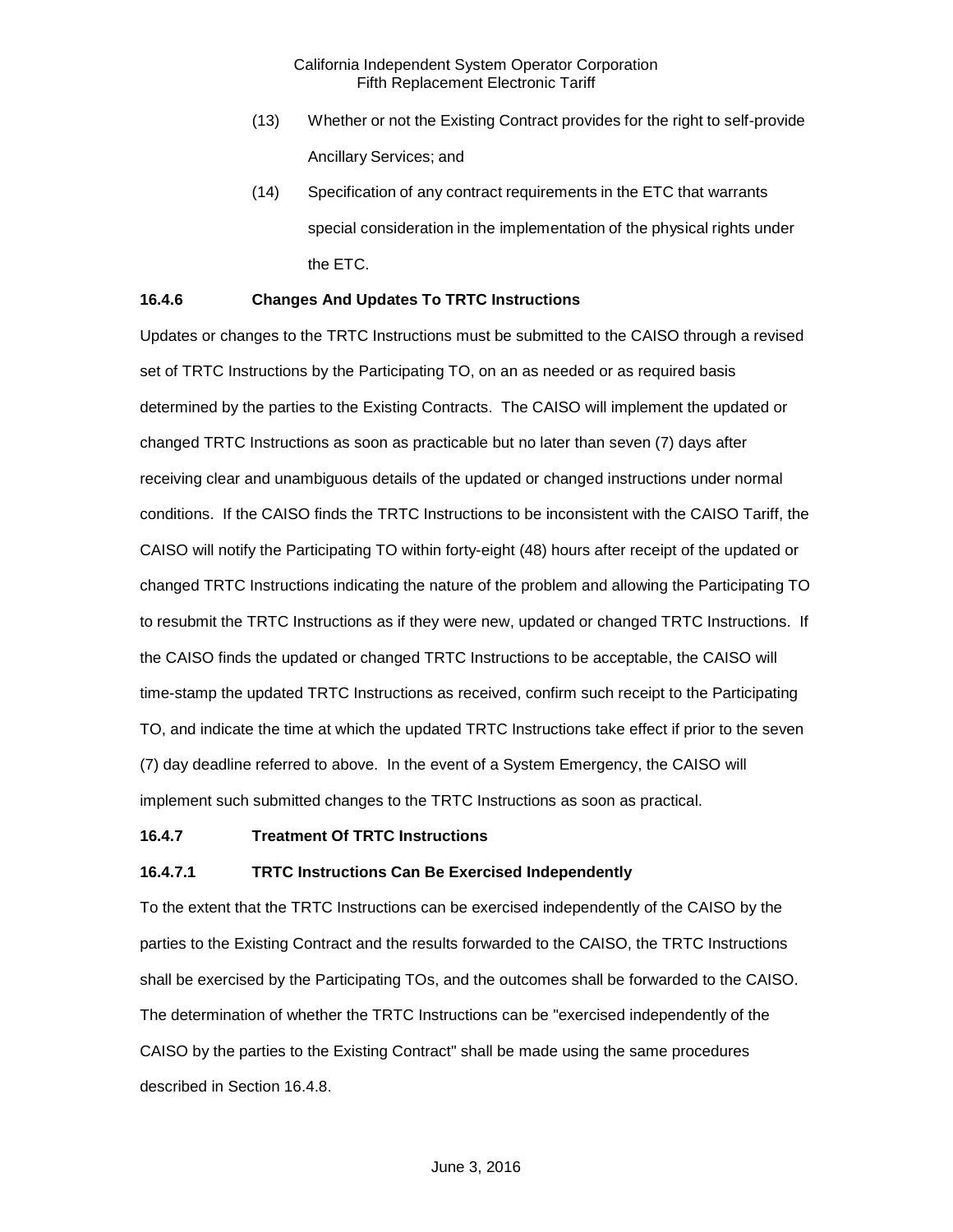(13) Whether or not the Existing Contract provides for the right to self-provide Ancillary Services; and

(14) Specification of any contract requirements in the ETC that warrants special consideration in the implementation of the physical rights under the ETC.

**16.4.6 Changes And Updates To TRTC Instructions**

Updates or changes to the TRTC Instructions must be submitted to the CAISO through a revised set of TRTC Instructions by the Participating TO, on an as needed or as required basis determined by the parties to the Existing Contracts. The CAISO will implement the updated or changed TRTC Instructions as soon as practicable but no later than seven (7) days after receiving clear and unambiguous details of the updated or changed instructions under normal conditions. If the CAISO finds the TRTC Instructions to be inconsistent with the CAISO Tariff, the CAISO will notify the Participating TO within forty-eight (48) hours after receipt of the updated or changed TRTC Instructions indicating the nature of the problem and allowing the Participating TO to resubmit the TRTC Instructions as if they were new, updated or changed TRTC Instructions. If the CAISO finds the updated or changed TRTC Instructions to be acceptable, the CAISO will time-stamp the updated TRTC Instructions as received, confirm such receipt to the Participating TO, and indicate the time at which the updated TRTC Instructions take effect if prior to the seven (7) day deadline referred to above. In the event of a System Emergency, the CAISO will implement such submitted changes to the TRTC Instructions as soon as practical.

**16.4.7 Treatment Of TRTC Instructions**

**16.4.7.1 TRTC Instructions Can Be Exercised Independently**

To the extent that the TRTC Instructions can be exercised independently of the CAISO by the parties to the Existing Contract and the results forwarded to the CAISO, the TRTC Instructions shall be exercised by the Participating TOs, and the outcomes shall be forwarded to the CAISO. The determination of whether the TRTC Instructions can be "exercised independently of the CAISO by the parties to the Existing Contract" shall be made using the same procedures described in Section 16.4.8.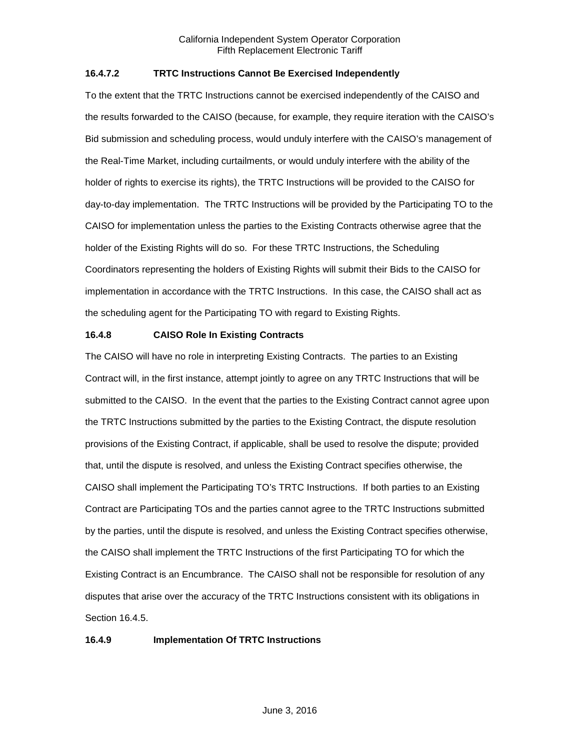### 16.4.7.2 TRTC Instructions Cannot Be Exercised Independently

To the extent that the TRTC Instructions cannot be exercised independently of the CAISO and the results forwarded to the CAISO (because, for example, they require iteration with the CAISO's Bid submission and scheduling process, would unduly interfere with the CAISO's management of the Real-Time Market, including curtailments, or would unduly interfere with the ability of the holder of rights to exercise its rights), the TRTC Instructions will be provided to the CAISO for day-to-day implementation. The TRTC Instructions will be provided by the Participating TO to the CAISO for implementation unless the parties to the Existing Contracts otherwise agree that the holder of the Existing Rights will do so. For these TRTC Instructions, the Scheduling Coordinators representing the holders of Existing Rights will submit their Bids to the CAISO for implementation in accordance with the TRTC Instructions. In this case, the CAISO shall act as the scheduling agent for the Participating TO with regard to Existing Rights.

### 16.4.8 CAISO Role In Existing Contracts

The CAISO will have no role in interpreting Existing Contracts. The parties to an Existing Contract will, in the first instance, attempt jointly to agree on any TRTC Instructions that will be submitted to the CAISO. In the event that the parties to the Existing Contract cannot agree upon the TRTC Instructions submitted by the parties to the Existing Contract, the dispute resolution provisions of the Existing Contract, if applicable, shall be used to resolve the dispute; provided that, until the dispute is resolved, and unless the Existing Contract specifies otherwise, the CAISO shall implement the Participating TO's TRTC Instructions. If both parties to an Existing Contract are Participating TOs and the parties cannot agree to the TRTC Instructions submitted by the parties, until the dispute is resolved, and unless the Existing Contract specifies otherwise, the CAISO shall implement the TRTC Instructions of the first Participating TO for which the Existing Contract is an Encumbrance. The CAISO shall not be responsible for resolution of any disputes that arise over the accuracy of the TRTC Instructions consistent with its obligations in Section 16.4.5.

### 16.4.9 Implementation Of TRTC Instructions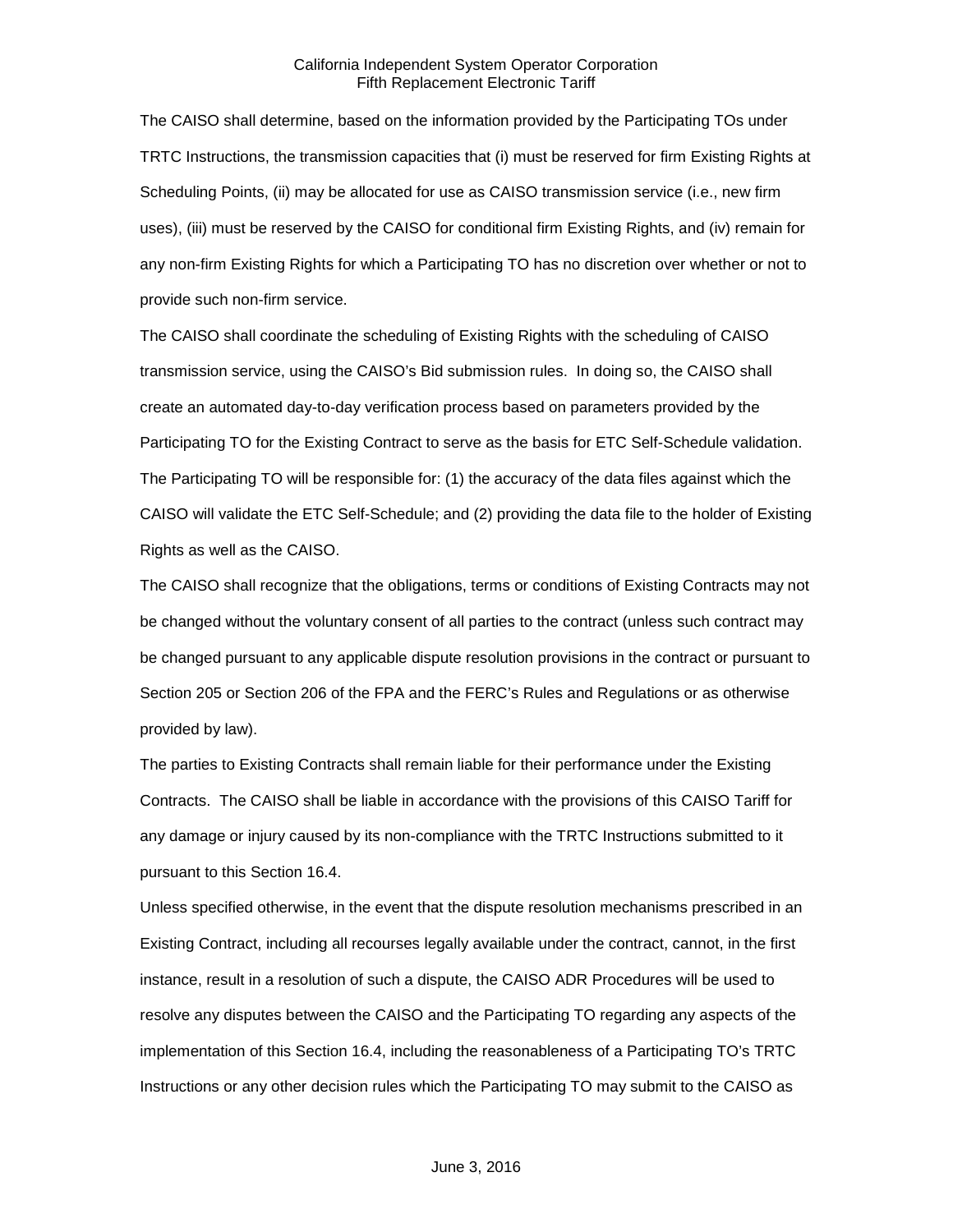The CAISO shall determine, based on the information provided by the Participating TOs under TRTC Instructions, the transmission capacities that (i) must be reserved for firm Existing Rights at Scheduling Points, (ii) may be allocated for use as CAISO transmission service (i.e., new firm uses), (iii) must be reserved by the CAISO for conditional firm Existing Rights, and (iv) remain for any non-firm Existing Rights for which a Participating TO has no discretion over whether or not to provide such non-firm service.

The CAISO shall coordinate the scheduling of Existing Rights with the scheduling of CAISO transmission service, using the CAISO's Bid submission rules. In doing so, the CAISO shall create an automated day-to-day verification process based on parameters provided by the Participating TO for the Existing Contract to serve as the basis for ETC Self-Schedule validation. The Participating TO will be responsible for: (1) the accuracy of the data files against which the CAISO will validate the ETC Self-Schedule; and (2) providing the data file to the holder of Existing Rights as well as the CAISO.

The CAISO shall recognize that the obligations, terms or conditions of Existing Contracts may not be changed without the voluntary consent of all parties to the contract (unless such contract may be changed pursuant to any applicable dispute resolution provisions in the contract or pursuant to Section 205 or Section 206 of the FPA and the FERC's Rules and Regulations or as otherwise provided by law).

The parties to Existing Contracts shall remain liable for their performance under the Existing Contracts. The CAISO shall be liable in accordance with the provisions of this CAISO Tariff for any damage or injury caused by its non-compliance with the TRTC Instructions submitted to it pursuant to this Section 16.4.

Unless specified otherwise, in the event that the dispute resolution mechanisms prescribed in an Existing Contract, including all recourses legally available under the contract, cannot, in the first instance, result in a resolution of such a dispute, the CAISO ADR Procedures will be used to resolve any disputes between the CAISO and the Participating TO regarding any aspects of the implementation of this Section 16.4, including the reasonableness of a Participating TO's TRTC Instructions or any other decision rules which the Participating TO may submit to the CAISO as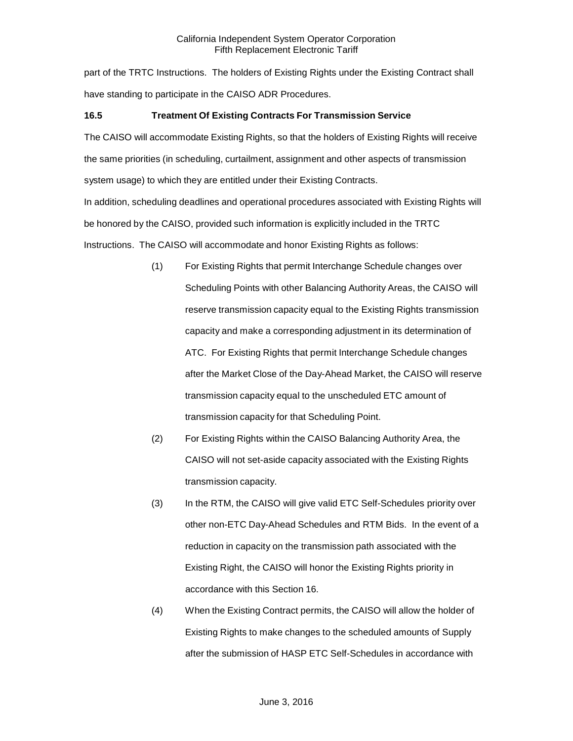part of the TRTC Instructions. The holders of Existing Rights under the Existing Contract shall have standing to participate in the CAISO ADR Procedures.

### 16.5 Treatment Of Existing Contracts For Transmission Service

The CAISO will accommodate Existing Rights, so that the holders of Existing Rights will receive the same priorities (in scheduling, curtailment, assignment and other aspects of transmission system usage) to which they are entitled under their Existing Contracts.

In addition, scheduling deadlines and operational procedures associated with Existing Rights will be honored by the CAISO, provided such information is explicitly included in the TRTC Instructions. The CAISO will accommodate and honor Existing Rights as follows:

(1) For Existing Rights that permit Interchange Schedule changes over Scheduling Points with other Balancing Authority Areas, the CAISO will reserve transmission capacity equal to the Existing Rights transmission capacity and make a corresponding adjustment in its determination of ATC. For Existing Rights that permit Interchange Schedule changes after the Market Close of the Day-Ahead Market, the CAISO will reserve transmission capacity equal to the unscheduled ETC amount of transmission capacity for that Scheduling Point.

(2) For Existing Rights within the CAISO Balancing Authority Area, the CAISO will not set-aside capacity associated with the Existing Rights transmission capacity.

(3) In the RTM, the CAISO will give valid ETC Self-Schedules priority over other non-ETC Day-Ahead Schedules and RTM Bids. In the event of a reduction in capacity on the transmission path associated with the Existing Right, the CAISO will honor the Existing Rights priority in accordance with this Section 16.

(4) When the Existing Contract permits, the CAISO will allow the holder of Existing Rights to make changes to the scheduled amounts of Supply after the submission of HASP ETC Self-Schedules in accordance with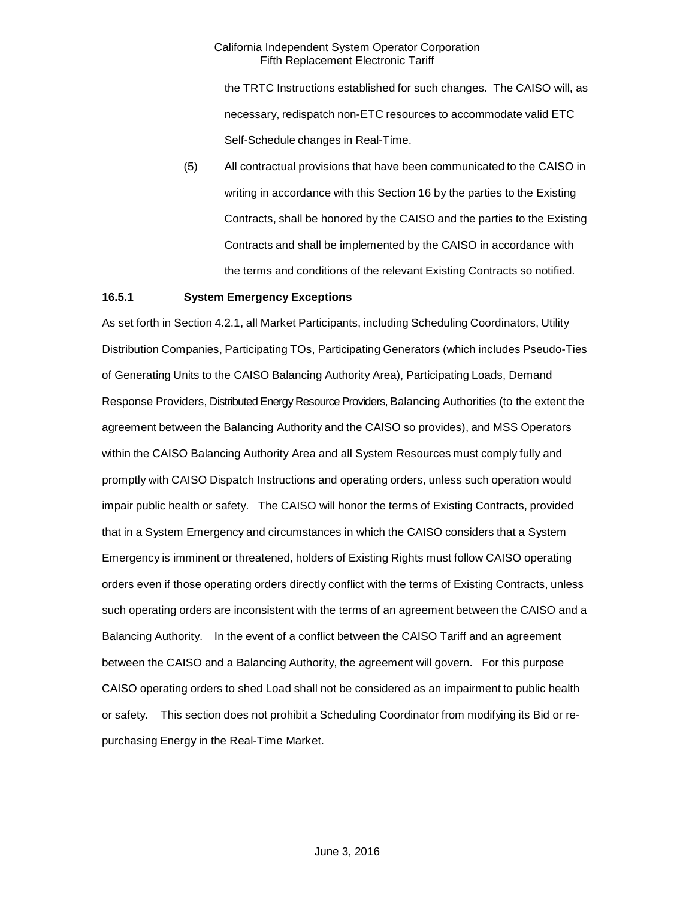the TRTC Instructions established for such changes. The CAISO will, as necessary, redispatch non-ETC resources to accommodate valid ETC Self-Schedule changes in Real-Time.

(5) All contractual provisions that have been communicated to the CAISO in writing in accordance with this Section 16 by the parties to the Existing Contracts, shall be honored by the CAISO and the parties to the Existing Contracts and shall be implemented by the CAISO in accordance with the terms and conditions of the relevant Existing Contracts so notified.

### 16.5.1 System Emergency Exceptions

As set forth in Section 4.2.1, all Market Participants, including Scheduling Coordinators, Utility Distribution Companies, Participating TOs, Participating Generators (which includes Pseudo-Ties of Generating Units to the CAISO Balancing Authority Area), Participating Loads, Demand Response Providers, Distributed Energy Resource Providers, Balancing Authorities (to the extent the agreement between the Balancing Authority and the CAISO so provides), and MSS Operators within the CAISO Balancing Authority Area and all System Resources must comply fully and promptly with CAISO Dispatch Instructions and operating orders, unless such operation would impair public health or safety. The CAISO will honor the terms of Existing Contracts, provided that in a System Emergency and circumstances in which the CAISO considers that a System Emergency is imminent or threatened, holders of Existing Rights must follow CAISO operating orders even if those operating orders directly conflict with the terms of Existing Contracts, unless such operating orders are inconsistent with the terms of an agreement between the CAISO and a Balancing Authority. In the event of a conflict between the CAISO Tariff and an agreement between the CAISO and a Balancing Authority, the agreement will govern. For this purpose CAISO operating orders to shed Load shall not be considered as an impairment to public health or safety. This section does not prohibit a Scheduling Coordinator from modifying its Bid or re-purchasing Energy in the Real-Time Market.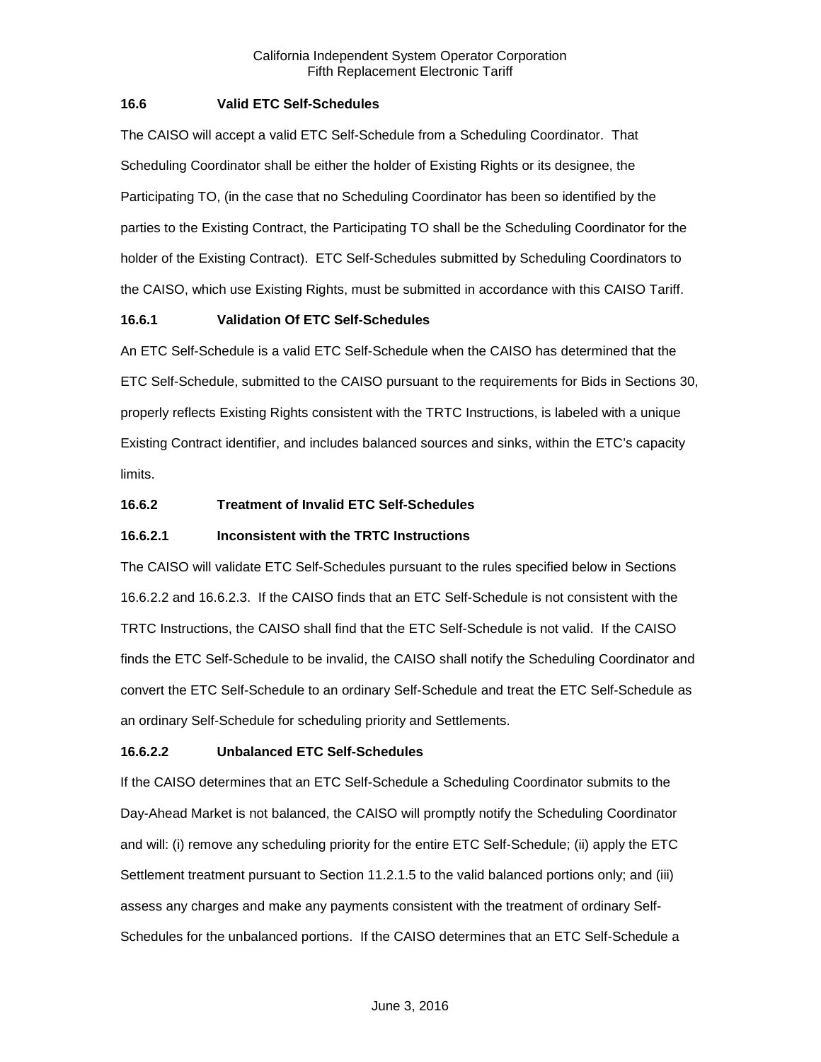### 16.6 Valid ETC Self-Schedules

The CAISO will accept a valid ETC Self-Schedule from a Scheduling Coordinator. That Scheduling Coordinator shall be either the holder of Existing Rights or its designee, the Participating TO, (in the case that no Scheduling Coordinator has been so identified by the parties to the Existing Contract, the Participating TO shall be the Scheduling Coordinator for the holder of the Existing Contract). ETC Self-Schedules submitted by Scheduling Coordinators to the CAISO, which use Existing Rights, must be submitted in accordance with this CAISO Tariff.

### 16.6.1 Validation Of ETC Self-Schedules

An ETC Self-Schedule is a valid ETC Self-Schedule when the CAISO has determined that the ETC Self-Schedule, submitted to the CAISO pursuant to the requirements for Bids in Sections 30, properly reflects Existing Rights consistent with the TRTC Instructions, is labeled with a unique Existing Contract identifier, and includes balanced sources and sinks, within the ETC's capacity limits.

### 16.6.2 Treatment of Invalid ETC Self-Schedules

### 16.6.2.1 Inconsistent with the TRTC Instructions

The CAISO will validate ETC Self-Schedules pursuant to the rules specified below in Sections 16.6.2.2 and 16.6.2.3. If the CAISO finds that an ETC Self-Schedule is not consistent with the TRTC Instructions, the CAISO shall find that the ETC Self-Schedule is not valid. If the CAISO finds the ETC Self-Schedule to be invalid, the CAISO shall notify the Scheduling Coordinator and convert the ETC Self-Schedule to an ordinary Self-Schedule and treat the ETC Self-Schedule as an ordinary Self-Schedule for scheduling priority and Settlements.

### 16.6.2.2 Unbalanced ETC Self-Schedules

If the CAISO determines that an ETC Self-Schedule a Scheduling Coordinator submits to the Day-Ahead Market is not balanced, the CAISO will promptly notify the Scheduling Coordinator and will: (i) remove any scheduling priority for the entire ETC Self-Schedule; (ii) apply the ETC Settlement treatment pursuant to Section 11.2.1.5 to the valid balanced portions only; and (iii) assess any charges and make any payments consistent with the treatment of ordinary Self-Schedules for the unbalanced portions. If the CAISO determines that an ETC Self-Schedule a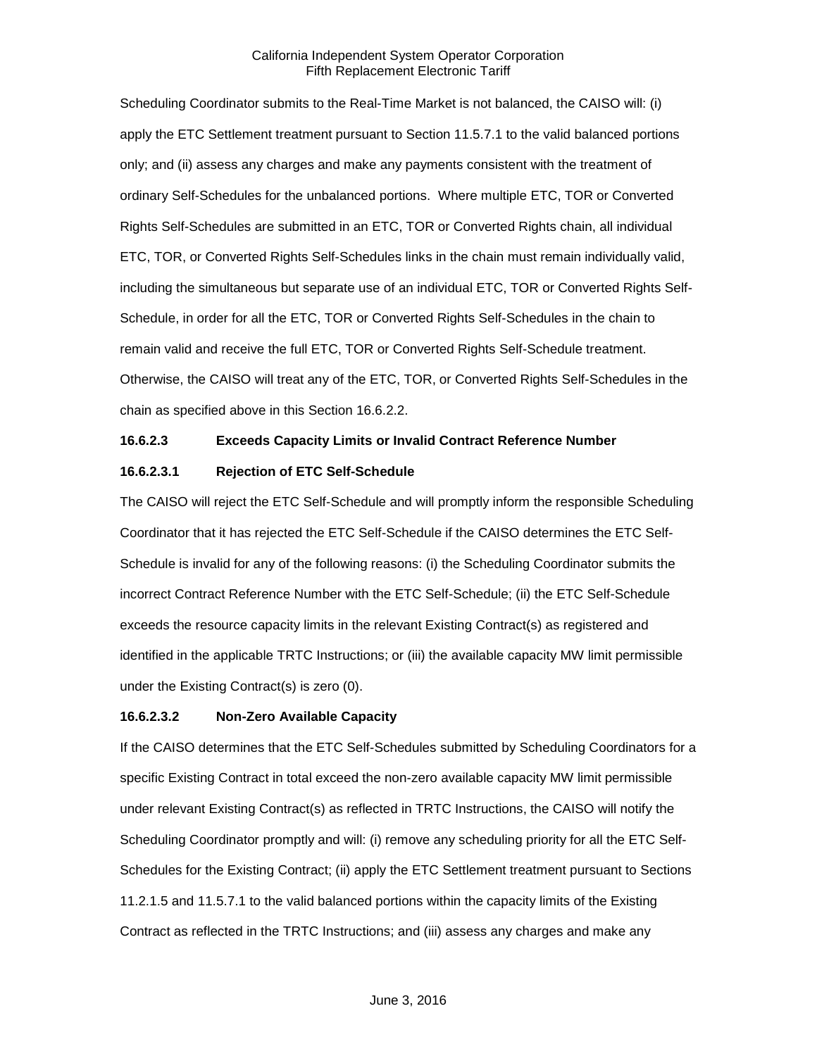Scheduling Coordinator submits to the Real-Time Market is not balanced, the CAISO will: (i) apply the ETC Settlement treatment pursuant to Section 11.5.7.1 to the valid balanced portions only; and (ii) assess any charges and make any payments consistent with the treatment of ordinary Self-Schedules for the unbalanced portions. Where multiple ETC, TOR or Converted Rights Self-Schedules are submitted in an ETC, TOR or Converted Rights chain, all individual ETC, TOR, or Converted Rights Self-Schedules links in the chain must remain individually valid, including the simultaneous but separate use of an individual ETC, TOR or Converted Rights Self-Schedule, in order for all the ETC, TOR or Converted Rights Self-Schedules in the chain to remain valid and receive the full ETC, TOR or Converted Rights Self-Schedule treatment. Otherwise, the CAISO will treat any of the ETC, TOR, or Converted Rights Self-Schedules in the chain as specified above in this Section 16.6.2.2.

**16.6.2.3 Exceeds Capacity Limits or Invalid Contract Reference Number**

**16.6.2.3.1 Rejection of ETC Self-Schedule**

The CAISO will reject the ETC Self-Schedule and will promptly inform the responsible Scheduling Coordinator that it has rejected the ETC Self-Schedule if the CAISO determines the ETC Self-Schedule is invalid for any of the following reasons: (i) the Scheduling Coordinator submits the incorrect Contract Reference Number with the ETC Self-Schedule; (ii) the ETC Self-Schedule exceeds the resource capacity limits in the relevant Existing Contract(s) as registered and identified in the applicable TRTC Instructions; or (iii) the available capacity MW limit permissible under the Existing Contract(s) is zero (0).

**16.6.2.3.2 Non-Zero Available Capacity**

If the CAISO determines that the ETC Self-Schedules submitted by Scheduling Coordinators for a specific Existing Contract in total exceed the non-zero available capacity MW limit permissible under relevant Existing Contract(s) as reflected in TRTC Instructions, the CAISO will notify the Scheduling Coordinator promptly and will: (i) remove any scheduling priority for all the ETC Self-Schedules for the Existing Contract; (ii) apply the ETC Settlement treatment pursuant to Sections 11.2.1.5 and 11.5.7.1 to the valid balanced portions within the capacity limits of the Existing Contract as reflected in the TRTC Instructions; and (iii) assess any charges and make any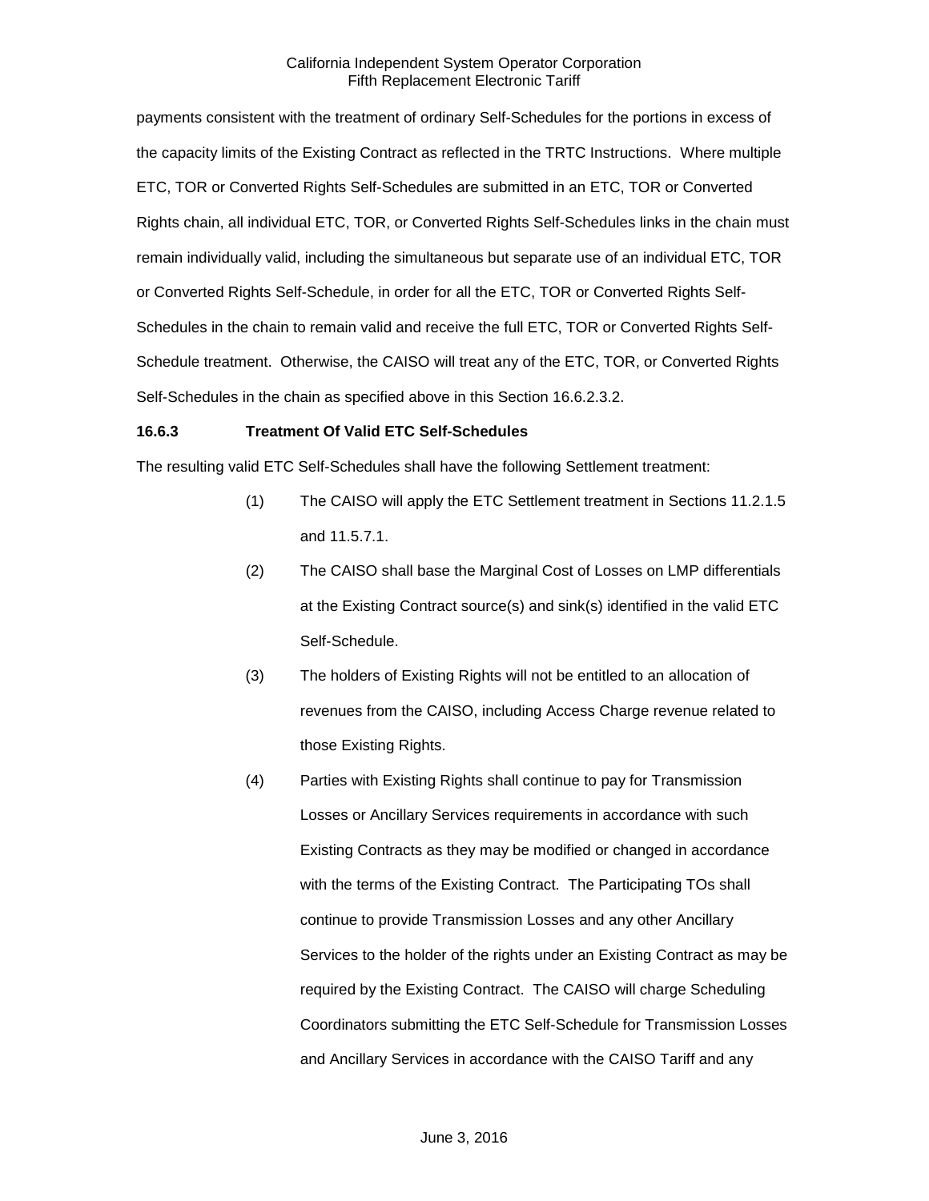payments consistent with the treatment of ordinary Self-Schedules for the portions in excess of the capacity limits of the Existing Contract as reflected in the TRTC Instructions. Where multiple ETC, TOR or Converted Rights Self-Schedules are submitted in an ETC, TOR or Converted Rights chain, all individual ETC, TOR, or Converted Rights Self-Schedules links in the chain must remain individually valid, including the simultaneous but separate use of an individual ETC, TOR or Converted Rights Self-Schedule, in order for all the ETC, TOR or Converted Rights Self-Schedules in the chain to remain valid and receive the full ETC, TOR or Converted Rights Self-Schedule treatment. Otherwise, the CAISO will treat any of the ETC, TOR, or Converted Rights Self-Schedules in the chain as specified above in this Section 16.6.2.3.2.

### 16.6.3 Treatment Of Valid ETC Self-Schedules

The resulting valid ETC Self-Schedules shall have the following Settlement treatment:

(1) The CAISO will apply the ETC Settlement treatment in Sections 11.2.1.5 and 11.5.7.1.

(2) The CAISO shall base the Marginal Cost of Losses on LMP differentials at the Existing Contract source(s) and sink(s) identified in the valid ETC Self-Schedule.

(3) The holders of Existing Rights will not be entitled to an allocation of revenues from the CAISO, including Access Charge revenue related to those Existing Rights.

(4) Parties with Existing Rights shall continue to pay for Transmission Losses or Ancillary Services requirements in accordance with such Existing Contracts as they may be modified or changed in accordance with the terms of the Existing Contract. The Participating TOs shall continue to provide Transmission Losses and any other Ancillary Services to the holder of the rights under an Existing Contract as may be required by the Existing Contract. The CAISO will charge Scheduling Coordinators submitting the ETC Self-Schedule for Transmission Losses and Ancillary Services in accordance with the CAISO Tariff and any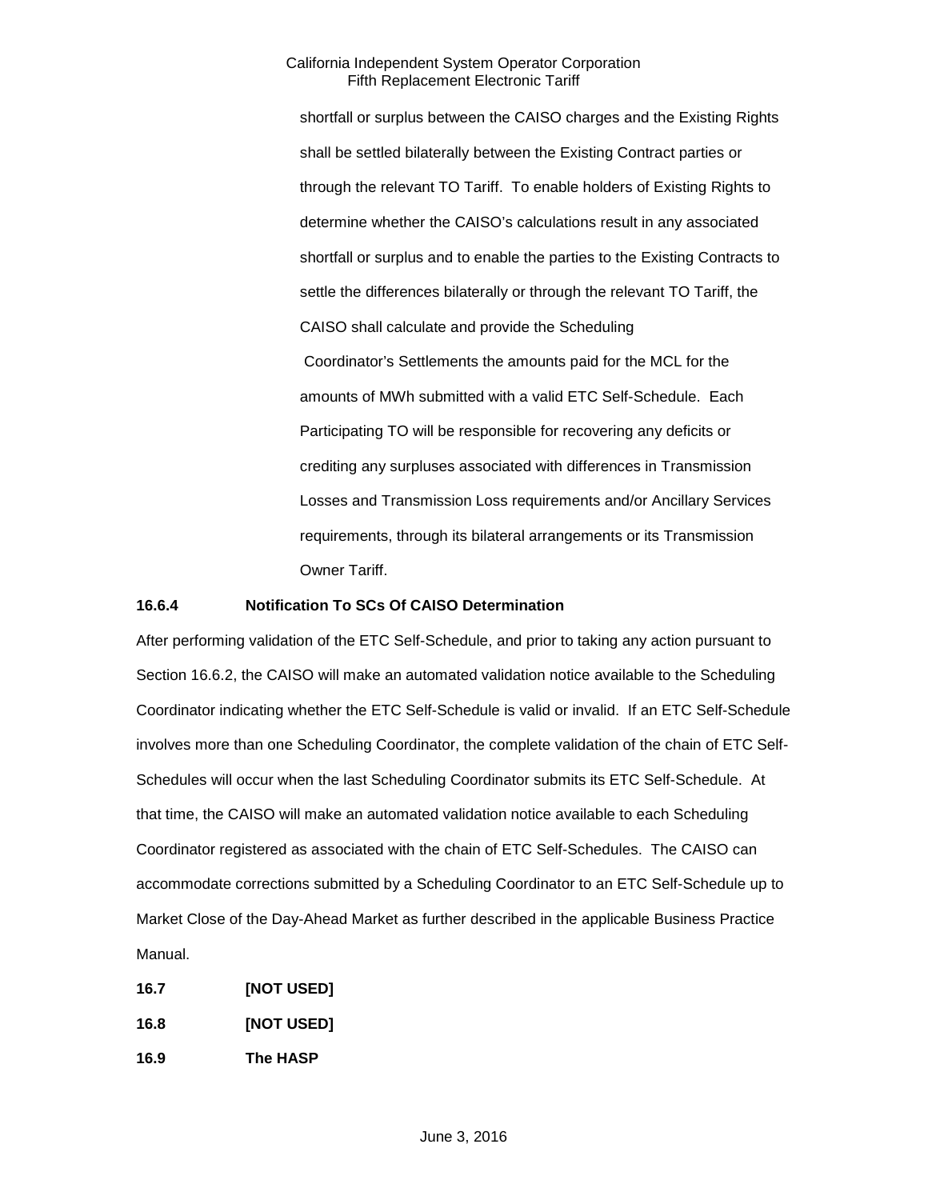shortfall or surplus between the CAISO charges and the Existing Rights shall be settled bilaterally between the Existing Contract parties or through the relevant TO Tariff. To enable holders of Existing Rights to determine whether the CAISO's calculations result in any associated shortfall or surplus and to enable the parties to the Existing Contracts to settle the differences bilaterally or through the relevant TO Tariff, the CAISO shall calculate and provide the Scheduling Coordinator's Settlements the amounts paid for the MCL for the amounts of MWh submitted with a valid ETC Self-Schedule. Each Participating TO will be responsible for recovering any deficits or crediting any surpluses associated with differences in Transmission Losses and Transmission Loss requirements and/or Ancillary Services requirements, through its bilateral arrangements or its Transmission Owner Tariff.

**16.6.4 Notification To SCs Of CAISO Determination**

After performing validation of the ETC Self-Schedule, and prior to taking any action pursuant to Section 16.6.2, the CAISO will make an automated validation notice available to the Scheduling Coordinator indicating whether the ETC Self-Schedule is valid or invalid. If an ETC Self-Schedule involves more than one Scheduling Coordinator, the complete validation of the chain of ETC Self-Schedules will occur when the last Scheduling Coordinator submits its ETC Self-Schedule. At that time, the CAISO will make an automated validation notice available to each Scheduling Coordinator registered as associated with the chain of ETC Self-Schedules. The CAISO can accommodate corrections submitted by a Scheduling Coordinator to an ETC Self-Schedule up to Market Close of the Day-Ahead Market as further described in the applicable Business Practice Manual.

**16.7 [NOT USED]**

**16.8 [NOT USED]**

**16.9 The HASP**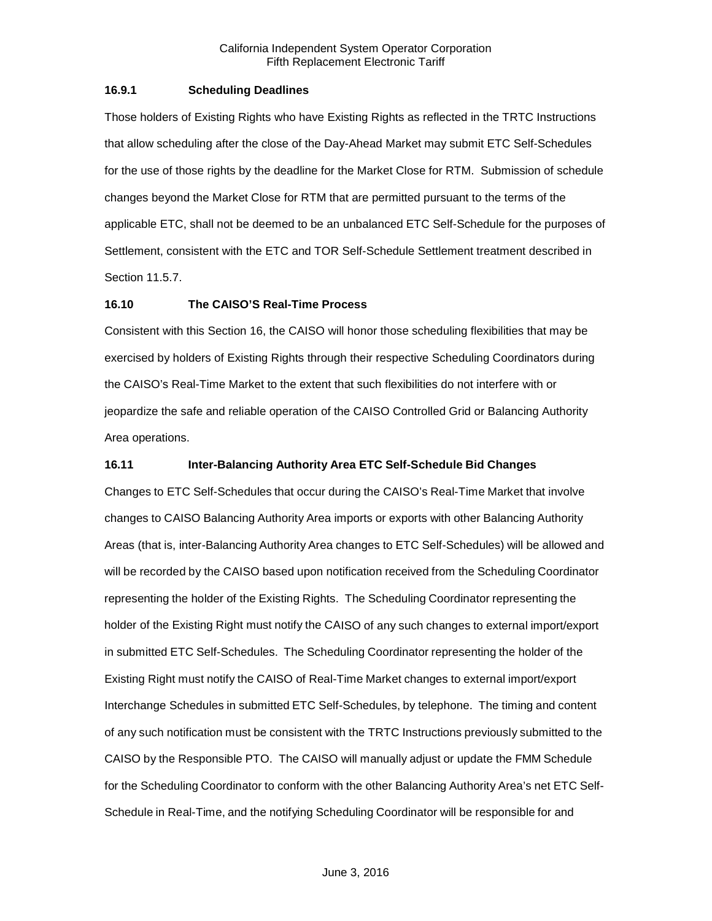### 16.9.1 Scheduling Deadlines

Those holders of Existing Rights who have Existing Rights as reflected in the TRTC Instructions that allow scheduling after the close of the Day-Ahead Market may submit ETC Self-Schedules for the use of those rights by the deadline for the Market Close for RTM. Submission of schedule changes beyond the Market Close for RTM that are permitted pursuant to the terms of the applicable ETC, shall not be deemed to be an unbalanced ETC Self-Schedule for the purposes of Settlement, consistent with the ETC and TOR Self-Schedule Settlement treatment described in Section 11.5.7.

## 16.10 The CAISO'S Real-Time Process

Consistent with this Section 16, the CAISO will honor those scheduling flexibilities that may be exercised by holders of Existing Rights through their respective Scheduling Coordinators during the CAISO's Real-Time Market to the extent that such flexibilities do not interfere with or jeopardize the safe and reliable operation of the CAISO Controlled Grid or Balancing Authority Area operations.

## 16.11 Inter-Balancing Authority Area ETC Self-Schedule Bid Changes

Changes to ETC Self-Schedules that occur during the CAISO's Real-Time Market that involve changes to CAISO Balancing Authority Area imports or exports with other Balancing Authority Areas (that is, inter-Balancing Authority Area changes to ETC Self-Schedules) will be allowed and will be recorded by the CAISO based upon notification received from the Scheduling Coordinator representing the holder of the Existing Rights. The Scheduling Coordinator representing the holder of the Existing Right must notify the CAISO of any such changes to external import/export in submitted ETC Self-Schedules. The Scheduling Coordinator representing the holder of the Existing Right must notify the CAISO of Real-Time Market changes to external import/export Interchange Schedules in submitted ETC Self-Schedules, by telephone. The timing and content of any such notification must be consistent with the TRTC Instructions previously submitted to the CAISO by the Responsible PTO. The CAISO will manually adjust or update the FMM Schedule for the Scheduling Coordinator to conform with the other Balancing Authority Area's net ETC Self-Schedule in Real-Time, and the notifying Scheduling Coordinator will be responsible for and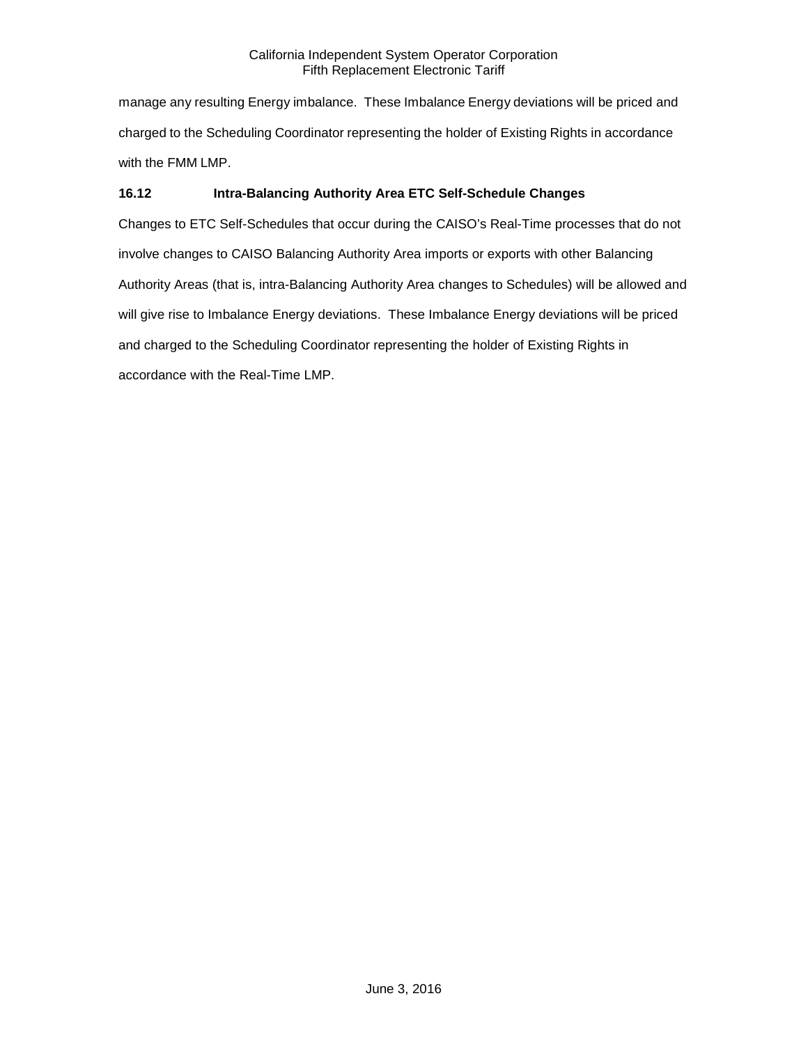manage any resulting Energy imbalance. These Imbalance Energy deviations will be priced and charged to the Scheduling Coordinator representing the holder of Existing Rights in accordance with the FMM LMP.

### 16.12 Intra-Balancing Authority Area ETC Self-Schedule Changes

Changes to ETC Self-Schedules that occur during the CAISO's Real-Time processes that do not involve changes to CAISO Balancing Authority Area imports or exports with other Balancing Authority Areas (that is, intra-Balancing Authority Area changes to Schedules) will be allowed and will give rise to Imbalance Energy deviations. These Imbalance Energy deviations will be priced and charged to the Scheduling Coordinator representing the holder of Existing Rights in accordance with the Real-Time LMP.